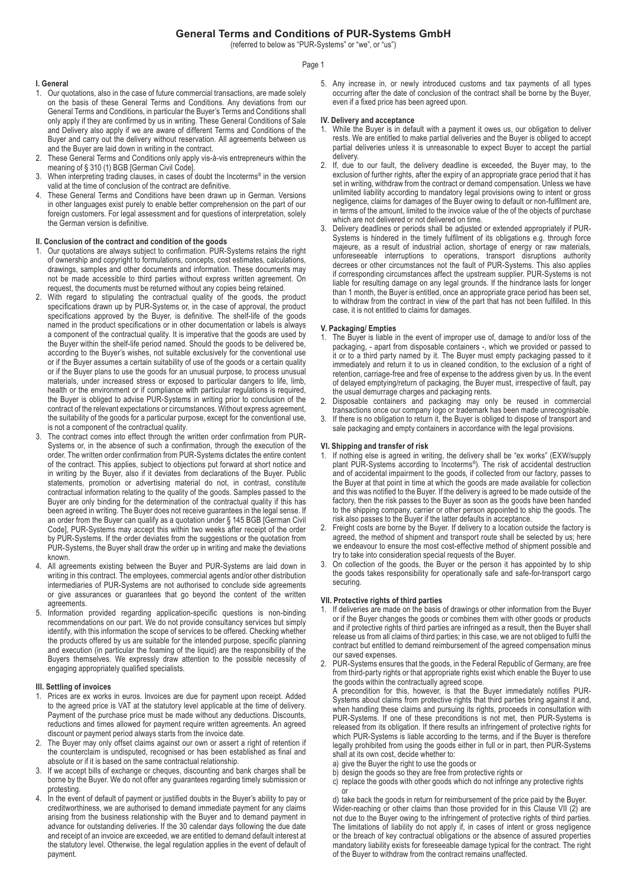# General Terms and Conditions of PUR-Systems GmbH

(referred to below as "PUR-Systems" or "we", or "us")

## I. General

1. Our quotations, also in the case of future commercial transactions, are made solely on the basis of these General Terms and Conditions. Any deviations from our General Terms and Conditions, in particular the Buyer's Terms and Conditions shall only apply if they are confirmed by us in writing. These General Conditions of Sale and Delivery also apply if we are aware of different Terms and Conditions of the Buyer and carry out the delivery without reservation. All agreements between us and the Buyer are laid down in writing in the contract.
2. These General Terms and Conditions only apply vis-à-vis entrepreneurs within the meaning of § 310 (1) BGB [German Civil Code].
3. When interpreting trading clauses, in cases of doubt the Incoterms® in the version valid at the time of conclusion of the contract are definitive.
4. These General Terms and Conditions have been drawn up in German. Versions in other languages exist purely to enable better comprehension on the part of our foreign customers. For legal assessment and for questions of interpretation, solely the German version is definitive.

## II. Conclusion of the contract and condition of the goods

1. Our quotations are always subject to confirmation. PUR-Systems retains the right of ownership and copyright to formulations, concepts, cost estimates, calculations, drawings, samples and other documents and information. These documents may not be made accessible to third parties without express written agreement. On request, the documents must be returned without any copies being retained.
2. With regard to stipulating the contractual quality of the goods, the product specifications drawn up by PUR-Systems or, in the case of approval, the product specifications approved by the Buyer, is definitive. The shelf-life of the goods named in the product specifications or in other documentation or labels is always a component of the contractual quality. It is imperative that the goods are used by the Buyer within the shelf-life period named. Should the goods to be delivered be, according to the Buyer's wishes, not suitable exclusively for the conventional use or if the Buyer assumes a certain suitability of use of the goods or a certain quality or if the Buyer plans to use the goods for an unusual purpose, to process unusual materials, under increased stress or exposed to particular dangers to life, limb, health or the environment or if compliance with particular regulations is required, the Buyer is obliged to advise PUR-Systems in writing prior to conclusion of the contract of the relevant expectations or circumstances. Without express agreement, the suitability of the goods for a particular purpose, except for the conventional use, is not a component of the contractual quality.
3. The contract comes into effect through the written order confirmation from PUR-Systems or, in the absence of such a confirmation, through the execution of the order. The written order confirmation from PUR-Systems dictates the entire content of the contract. This applies, subject to objections put forward at short notice and in writing by the Buyer, also if it deviates from declarations of the Buyer. Public statements, promotion or advertising material do not, in contrast, constitute contractual information relating to the quality of the goods. Samples passed to the Buyer are only binding for the determination of the contractual quality if this has been agreed in writing. The Buyer does not receive guarantees in the legal sense. If an order from the Buyer can qualify as a quotation under § 145 BGB [German Civil Code], PUR-Systems may accept this within two weeks after receipt of the order by PUR-Systems. If the order deviates from the suggestions or the quotation from PUR-Systems, the Buyer shall draw the order up in writing and make the deviations known.
4. All agreements existing between the Buyer and PUR-Systems are laid down in writing in this contract. The employees, commercial agents and/or other distribution intermediaries of PUR-Systems are not authorised to conclude side agreements or give assurances or guarantees that go beyond the content of the written agreements.
5. Information provided regarding application-specific questions is non-binding recommendations on our part. We do not provide consultancy services but simply identify, with this information the scope of services to be offered. Checking whether the products offered by us are suitable for the intended purpose, specific planning and execution (in particular the foaming of the liquid) are the responsibility of the Buyers themselves. We expressly draw attention to the possible necessity of engaging appropriately qualified specialists.

## III. Settling of invoices

1. Prices are ex works in euros. Invoices are due for payment upon receipt. Added to the agreed price is VAT at the statutory level applicable at the time of delivery. Payment of the purchase price must be made without any deductions. Discounts, reductions and times allowed for payment require written agreements. An agreed discount or payment period always starts from the invoice date.
2. The Buyer may only offset claims against our own or assert a right of retention if the counterclaim is undisputed, recognised or has been established as final and absolute or if it is based on the same contractual relationship.
3. If we accept bills of exchange or cheques, discounting and bank charges shall be borne by the Buyer. We do not offer any guarantees regarding timely submission or protesting.
4. In the event of default of payment or justified doubts in the Buyer's ability to pay or creditworthiness, we are authorised to demand immediate payment for any claims arising from the business relationship with the Buyer and to demand payment in advance for outstanding deliveries. If the 30 calendar days following the due date and receipt of an invoice are exceeded, we are entitled to demand default interest at the statutory level. Otherwise, the legal regulation applies in the event of default of payment.
5. Any increase in, or newly introduced customs and tax payments of all types occurring after the date of conclusion of the contract shall be borne by the Buyer, even if a fixed price has been agreed upon.

## IV. Delivery and acceptance

1. While the Buyer is in default with a payment it owes us, our obligation to deliver rests. We are entitled to make partial deliveries and the Buyer is obliged to accept partial deliveries unless it is unreasonable to expect Buyer to accept the partial delivery.
2. If, due to our fault, the delivery deadline is exceeded, the Buyer may, to the exclusion of further rights, after the expiry of an appropriate grace period that it has set in writing, withdraw from the contract or demand compensation. Unless we have unlimited liability according to mandatory legal provisions owing to intent or gross negligence, claims for damages of the Buyer owing to default or non-fulfilment are, in terms of the amount, limited to the invoice value of the of the objects of purchase which are not delivered or not delivered on time.
3. Delivery deadlines or periods shall be adjusted or extended appropriately if PUR-Systems is hindered in the timely fulfilment of its obligations e.g. through force majeure, as a result of industrial action, shortage of energy or raw materials, unforeseeable interruptions to operations, transport disruptions authority decrees or other circumstances not the fault of PUR-Systems. This also applies if corresponding circumstances affect the upstream supplier. PUR-Systems is not liable for resulting damage on any legal grounds. If the hindrance lasts for longer than 1 month, the Buyer is entitled, once an appropriate grace period has been set, to withdraw from the contract in view of the part that has not been fulfilled. In this case, it is not entitled to claims for damages.

## V. Packaging/ Empties

1. The Buyer is liable in the event of improper use of, damage to and/or loss of the packaging, - apart from disposable containers -, which we provided or passed to it or to a third party named by it. The Buyer must empty packaging passed to it immediately and return it to us in cleaned condition, to the exclusion of a right of retention, carriage-free and free of expense to the address given by us. In the event of delayed emptying/return of packaging, the Buyer must, irrespective of fault, pay the usual demurrage charges and packaging rents.
2. Disposable containers and packaging may only be reused in commercial transactions once our company logo or trademark has been made unrecognisable.
3. If there is no obligation to return it, the Buyer is obliged to dispose of transport and sale packaging and empty containers in accordance with the legal provisions.

## VI. Shipping and transfer of risk

1. If nothing else is agreed in writing, the delivery shall be "ex works" (EXW/supply plant PUR-Systems according to Incoterms®). The risk of accidental destruction and of accidental impairment to the goods, if collected from our factory, passes to the Buyer at that point in time at which the goods are made available for collection and this was notified to the Buyer. If the delivery is agreed to be made outside of the factory, then the risk passes to the Buyer as soon as the goods have been handed to the shipping company, carrier or other person appointed to ship the goods. The risk also passes to the Buyer if the latter defaults in acceptance.
2. Freight costs are borne by the Buyer. If delivery to a location outside the factory is agreed, the method of shipment and transport route shall be selected by us; here we endeavour to ensure the most cost-effective method of shipment possible and try to take into consideration special requests of the Buyer.
3. On collection of the goods, the Buyer or the person it has appointed by to ship the goods takes responsibility for operationally safe and safe-for-transport cargo securing.

## VII. Protective rights of third parties

1. If deliveries are made on the basis of drawings or other information from the Buyer or if the Buyer changes the goods or combines them with other goods or products and if protective rights of third parties are infringed as a result, then the Buyer shall release us from all claims of third parties; in this case, we are not obliged to fulfil the contract but entitled to demand reimbursement of the agreed compensation minus our saved expenses.
2. PUR-Systems ensures that the goods, in the Federal Republic of Germany, are free from third-party rights or that appropriate rights exist which enable the Buyer to use the goods within the contractually agreed scope.
   A precondition for this, however, is that the Buyer immediately notifies PUR-Systems about claims from protective rights that third parties bring against it and, when handling these claims and pursuing its rights, proceeds in consultation with PUR-Systems. If one of these preconditions is not met, then PUR-Systems is released from its obligation. If there results an infringement of protective rights for which PUR-Systems is liable according to the terms, and if the Buyer is therefore legally prohibited from using the goods either in full or in part, then PUR-Systems shall at its own cost, decide whether to:
   a) give the Buyer the right to use the goods or
   b) design the goods so they are free from protective rights or
   c) replace the goods with other goods which do not infringe any protective rights or
   d) take back the goods in return for reimbursement of the price paid by the Buyer.
   Wider-reaching or other claims than those provided for in this Clause VII (2) are not due to the Buyer owing to the infringement of protective rights of third parties. The limitations of liability do not apply if, in cases of intent or gross negligence or the breach of key contractual obligations or the absence of assured properties mandatory liability exists for foreseeable damage typical for the contract. The right of the Buyer to withdraw from the contract remains unaffected.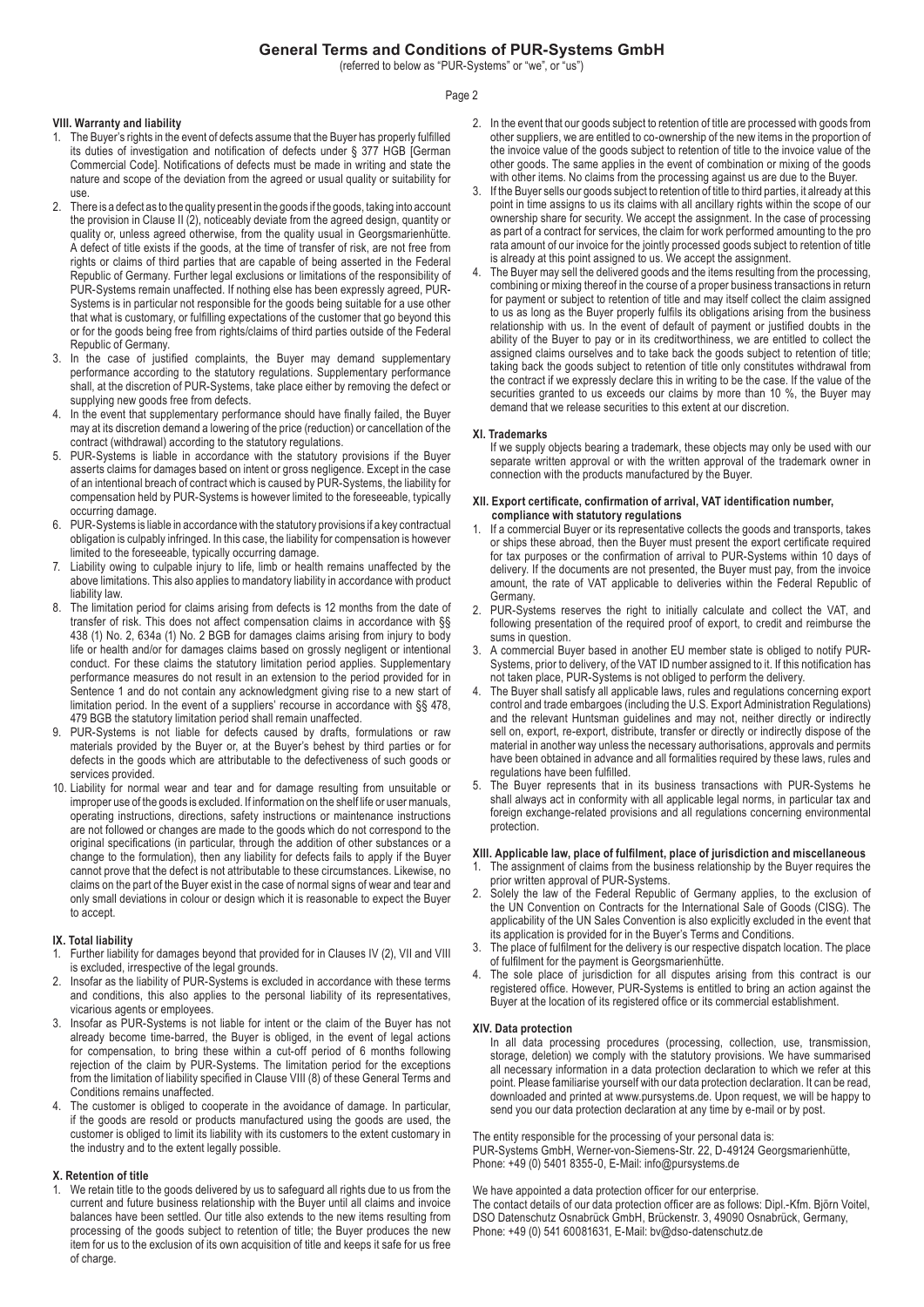# General Terms and Conditions of PUR-Systems GmbH

(referred to below as "PUR-Systems" or "we", or "us")

### VIII. Warranty and liability

1. The Buyer's rights in the event of defects assume that the Buyer has properly fulfilled its duties of investigation and notification of defects under § 377 HGB [German Commercial Code]. Notifications of defects must be made in writing and state the nature and scope of the deviation from the agreed or usual quality or suitability for use.
2. There is a defect as to the quality present in the goods if the goods, taking into account the provision in Clause II (2), noticeably deviate from the agreed design, quantity or quality or, unless agreed otherwise, from the quality usual in Georgsmarienhütte. A defect of title exists if the goods, at the time of transfer of risk, are not free from rights or claims of third parties that are capable of being asserted in the Federal Republic of Germany. Further legal exclusions or limitations of the responsibility of PUR-Systems remain unaffected. If nothing else has been expressly agreed, PUR-Systems is in particular not responsible for the goods being suitable for a use other that what is customary, or fulfilling expectations of the customer that go beyond this or for the goods being free from rights/claims of third parties outside of the Federal Republic of Germany.
3. In the case of justified complaints, the Buyer may demand supplementary performance according to the statutory regulations. Supplementary performance shall, at the discretion of PUR-Systems, take place either by removing the defect or supplying new goods free from defects.
4. In the event that supplementary performance should have finally failed, the Buyer may at its discretion demand a lowering of the price (reduction) or cancellation of the contract (withdrawal) according to the statutory regulations.
5. PUR-Systems is liable in accordance with the statutory provisions if the Buyer asserts claims for damages based on intent or gross negligence. Except in the case of an intentional breach of contract which is caused by PUR-Systems, the liability for compensation held by PUR-Systems is however limited to the foreseeable, typically occurring damage.
6. PUR-Systems is liable in accordance with the statutory provisions if a key contractual obligation is culpably infringed. In this case, the liability for compensation is however limited to the foreseeable, typically occurring damage.
7. Liability owing to culpable injury to life, limb or health remains unaffected by the above limitations. This also applies to mandatory liability in accordance with product liability law.
8. The limitation period for claims arising from defects is 12 months from the date of transfer of risk. This does not affect compensation claims in accordance with §§ 438 (1) No. 2, 634a (1) No. 2 BGB for damages claims arising from injury to body life or health and/or for damages claims based on grossly negligent or intentional conduct. For these claims the statutory limitation period applies. Supplementary performance measures do not result in an extension to the period provided for in Sentence 1 and do not contain any acknowledgment giving rise to a new start of limitation period. In the event of a suppliers' recourse in accordance with §§ 478, 479 BGB the statutory limitation period shall remain unaffected.
9. PUR-Systems is not liable for defects caused by drafts, formulations or raw materials provided by the Buyer or, at the Buyer's behest by third parties or for defects in the goods which are attributable to the defectiveness of such goods or services provided.
10. Liability for normal wear and tear and for damage resulting from unsuitable or improper use of the goods is excluded. If information on the shelf life or user manuals, operating instructions, directions, safety instructions or maintenance instructions are not followed or changes are made to the goods which do not correspond to the original specifications (in particular, through the addition of other substances or a change to the formulation), then any liability for defects fails to apply if the Buyer cannot prove that the defect is not attributable to these circumstances. Likewise, no claims on the part of the Buyer exist in the case of normal signs of wear and tear and only small deviations in colour or design which it is reasonable to expect the Buyer to accept.

### IX. Total liability

1. Further liability for damages beyond that provided for in Clauses IV (2), VII and VIII is excluded, irrespective of the legal grounds.
2. Insofar as the liability of PUR-Systems is excluded in accordance with these terms and conditions, this also applies to the personal liability of its representatives, vicarious agents or employees.
3. Insofar as PUR-Systems is not liable for intent or the claim of the Buyer has not already become time-barred, the Buyer is obliged, in the event of legal actions for compensation, to bring these within a cut-off period of 6 months following rejection of the claim by PUR-Systems. The limitation period for the exceptions from the limitation of liability specified in Clause VIII (8) of these General Terms and Conditions remains unaffected.
4. The customer is obliged to cooperate in the avoidance of damage. In particular, if the goods are resold or products manufactured using the goods are used, the customer is obliged to limit its liability with its customers to the extent customary in the industry and to the extent legally possible.

### X. Retention of title

1. We retain title to the goods delivered by us to safeguard all rights due to us from the current and future business relationship with the Buyer until all claims and invoice balances have been settled. Our title also extends to the new items resulting from processing of the goods subject to retention of title; the Buyer produces the new item for us to the exclusion of its own acquisition of title and keeps it safe for us free of charge.
2. In the event that our goods subject to retention of title are processed with goods from other suppliers, we are entitled to co-ownership of the new items in the proportion of the invoice value of the goods subject to retention of title to the invoice value of the other goods. The same applies in the event of combination or mixing of the goods with other items. No claims from the processing against us are due to the Buyer.
3. If the Buyer sells our goods subject to retention of title to third parties, it already at this point in time assigns to us its claims with all ancillary rights within the scope of our ownership share for security. We accept the assignment. In the case of processing as part of a contract for services, the claim for work performed amounting to the pro rata amount of our invoice for the jointly processed goods subject to retention of title is already at this point assigned to us. We accept the assignment.
4. The Buyer may sell the delivered goods and the items resulting from the processing, combining or mixing thereof in the course of a proper business transactions in return for payment or subject to retention of title and may itself collect the claim assigned to us as long as the Buyer properly fulfils its obligations arising from the business relationship with us. In the event of default of payment or justified doubts in the ability of the Buyer to pay or in its creditworthiness, we are entitled to collect the assigned claims ourselves and to take back the goods subject to retention of title; taking back the goods subject to retention of title only constitutes withdrawal from the contract if we expressly declare this in writing to be the case. If the value of the securities granted to us exceeds our claims by more than 10 %, the Buyer may demand that we release securities to this extent at our discretion.

### XI. Trademarks

If we supply objects bearing a trademark, these objects may only be used with our separate written approval or with the written approval of the trademark owner in connection with the products manufactured by the Buyer.

### XII. Export certificate, confirmation of arrival, VAT identification number, compliance with statutory regulations

1. If a commercial Buyer or its representative collects the goods and transports, takes or ships these abroad, then the Buyer must present the export certificate required for tax purposes or the confirmation of arrival to PUR-Systems within 10 days of delivery. If the documents are not presented, the Buyer must pay, from the invoice amount, the rate of VAT applicable to deliveries within the Federal Republic of Germany.
2. PUR-Systems reserves the right to initially calculate and collect the VAT, and following presentation of the required proof of export, to credit and reimburse the sums in question.
3. A commercial Buyer based in another EU member state is obliged to notify PUR-Systems, prior to delivery, of the VAT ID number assigned to it. If this notification has not taken place, PUR-Systems is not obliged to perform the delivery.
4. The Buyer shall satisfy all applicable laws, rules and regulations concerning export control and trade embargoes (including the U.S. Export Administration Regulations) and the relevant Huntsman guidelines and may not, neither directly or indirectly sell on, export, re-export, distribute, transfer or directly or indirectly dispose of the material in another way unless the necessary authorisations, approvals and permits have been obtained in advance and all formalities required by these laws, rules and regulations have been fulfilled.
5. The Buyer represents that in its business transactions with PUR-Systems he shall always act in conformity with all applicable legal norms, in particular tax and foreign exchange-related provisions and all regulations concerning environmental protection.

### XIII. Applicable law, place of fulfilment, place of jurisdiction and miscellaneous

1. The assignment of claims from the business relationship by the Buyer requires the prior written approval of PUR-Systems.
2. Solely the law of the Federal Republic of Germany applies, to the exclusion of the UN Convention on Contracts for the International Sale of Goods (CISG). The applicability of the UN Sales Convention is also explicitly excluded in the event that its application is provided for in the Buyer's Terms and Conditions.
3. The place of fulfilment for the delivery is our respective dispatch location. The place of fulfilment for the payment is Georgsmarienhütte.
4. The sole place of jurisdiction for all disputes arising from this contract is our registered office. However, PUR-Systems is entitled to bring an action against the Buyer at the location of its registered office or its commercial establishment.

### XIV. Data protection

In all data processing procedures (processing, collection, use, transmission, storage, deletion) we comply with the statutory provisions. We have summarised all necessary information in a data protection declaration to which we refer at this point. Please familiarise yourself with our data protection declaration. It can be read, downloaded and printed at www.pursystems.de. Upon request, we will be happy to send you our data protection declaration at any time by e-mail or by post.

The entity responsible for the processing of your personal data is:
PUR-Systems GmbH, Werner-von-Siemens-Str. 22, D-49124 Georgsmarienhütte,
Phone: +49 (0) 5401 8355-0, E-Mail: info@pursystems.de

We have appointed a data protection officer for our enterprise.
The contact details of our data protection officer are as follows: Dipl.-Kfm. Björn Voitel, DSO Datenschutz Osnabrück GmbH, Brückenstr. 3, 49090 Osnabrück, Germany,
Phone: +49 (0) 541 60081631, E-Mail: bv@dso-datenschutz.de